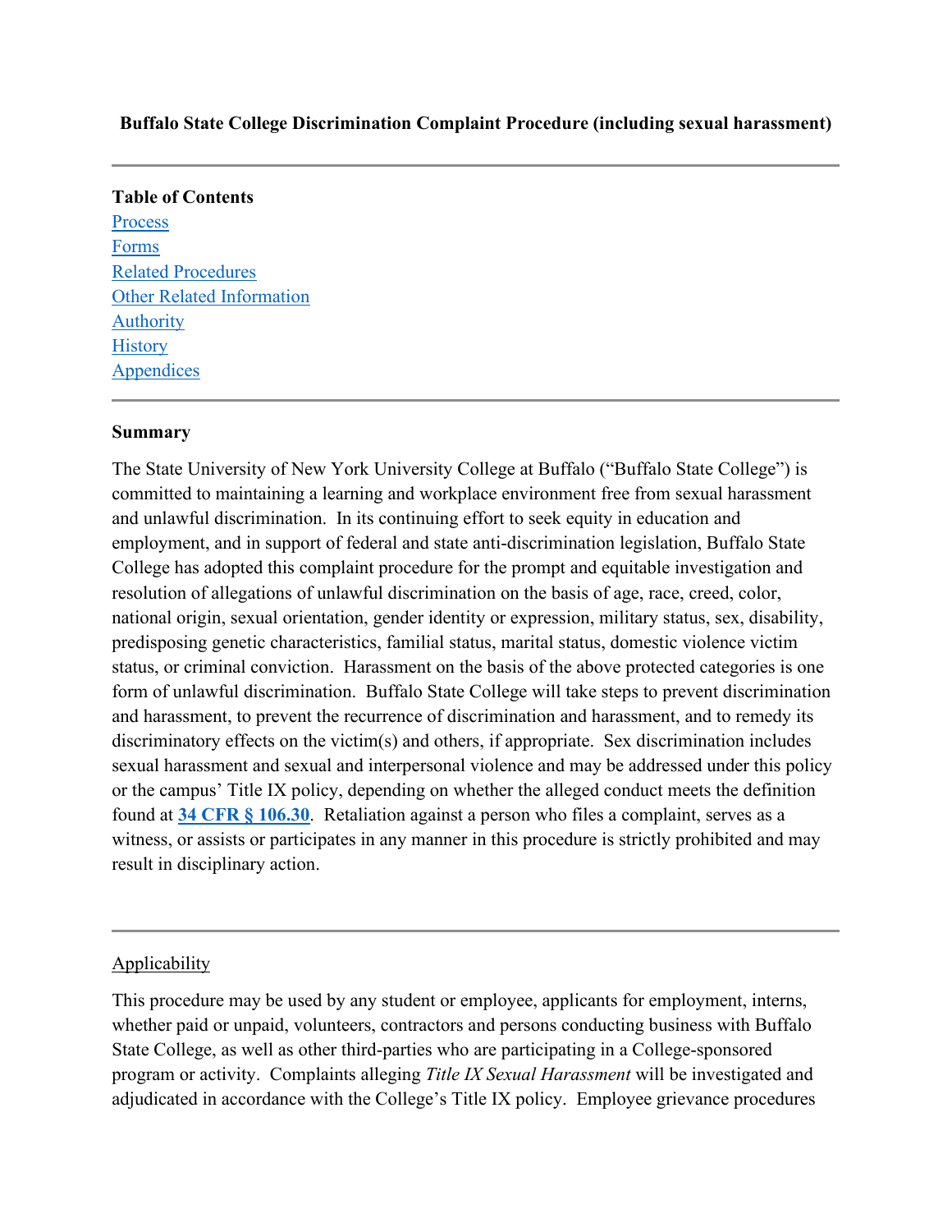**Buffalo State College Discrimination Complaint Procedure (including sexual harassment)**

---

**Table of Contents**

[Process](#)
[Forms](#)
[Related Procedures](#)
[Other Related Information](#)
[Authority](#)
[History](#)
[Appendices](#)

---

**Summary**

The State University of New York University College at Buffalo ("Buffalo State College") is committed to maintaining a learning and workplace environment free from sexual harassment and unlawful discrimination. In its continuing effort to seek equity in education and employment, and in support of federal and state anti-discrimination legislation, Buffalo State College has adopted this complaint procedure for the prompt and equitable investigation and resolution of allegations of unlawful discrimination on the basis of age, race, creed, color, national origin, sexual orientation, gender identity or expression, military status, sex, disability, predisposing genetic characteristics, familial status, marital status, domestic violence victim status, or criminal conviction. Harassment on the basis of the above protected categories is one form of unlawful discrimination. Buffalo State College will take steps to prevent discrimination and harassment, to prevent the recurrence of discrimination and harassment, and to remedy its discriminatory effects on the victim(s) and others, if appropriate. Sex discrimination includes sexual harassment and sexual and interpersonal violence and may be addressed under this policy or the campus' Title IX policy, depending on whether the alleged conduct meets the definition found at **[34 CFR § 106.30](#)**. Retaliation against a person who files a complaint, serves as a witness, or assists or participates in any manner in this procedure is strictly prohibited and may result in disciplinary action.

---

Applicability

This procedure may be used by any student or employee, applicants for employment, interns, whether paid or unpaid, volunteers, contractors and persons conducting business with Buffalo State College, as well as other third-parties who are participating in a College-sponsored program or activity. Complaints alleging *Title IX Sexual Harassment* will be investigated and adjudicated in accordance with the College's Title IX policy. Employee grievance procedures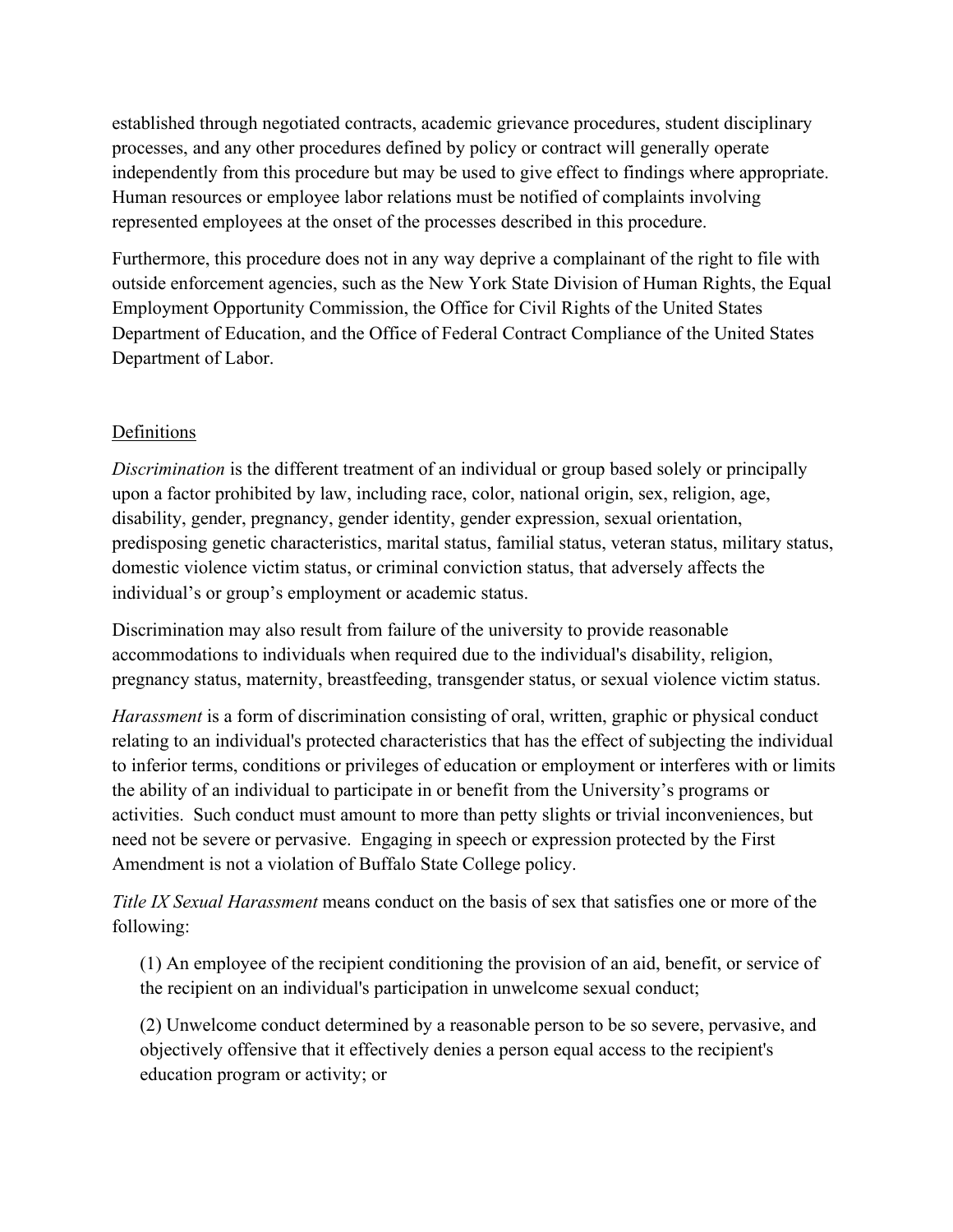established through negotiated contracts, academic grievance procedures, student disciplinary processes, and any other procedures defined by policy or contract will generally operate independently from this procedure but may be used to give effect to findings where appropriate. Human resources or employee labor relations must be notified of complaints involving represented employees at the onset of the processes described in this procedure.

Furthermore, this procedure does not in any way deprive a complainant of the right to file with outside enforcement agencies, such as the New York State Division of Human Rights, the Equal Employment Opportunity Commission, the Office for Civil Rights of the United States Department of Education, and the Office of Federal Contract Compliance of the United States Department of Labor.

## Definitions

*Discrimination* is the different treatment of an individual or group based solely or principally upon a factor prohibited by law, including race, color, national origin, sex, religion, age, disability, gender, pregnancy, gender identity, gender expression, sexual orientation, predisposing genetic characteristics, marital status, familial status, veteran status, military status, domestic violence victim status, or criminal conviction status, that adversely affects the individual's or group's employment or academic status.

Discrimination may also result from failure of the university to provide reasonable accommodations to individuals when required due to the individual's disability, religion, pregnancy status, maternity, breastfeeding, transgender status, or sexual violence victim status.

*Harassment* is a form of discrimination consisting of oral, written, graphic or physical conduct relating to an individual's protected characteristics that has the effect of subjecting the individual to inferior terms, conditions or privileges of education or employment or interferes with or limits the ability of an individual to participate in or benefit from the University's programs or activities. Such conduct must amount to more than petty slights or trivial inconveniences, but need not be severe or pervasive. Engaging in speech or expression protected by the First Amendment is not a violation of Buffalo State College policy.

*Title IX Sexual Harassment* means conduct on the basis of sex that satisfies one or more of the following:

(1) An employee of the recipient conditioning the provision of an aid, benefit, or service of the recipient on an individual's participation in unwelcome sexual conduct;

(2) Unwelcome conduct determined by a reasonable person to be so severe, pervasive, and objectively offensive that it effectively denies a person equal access to the recipient's education program or activity; or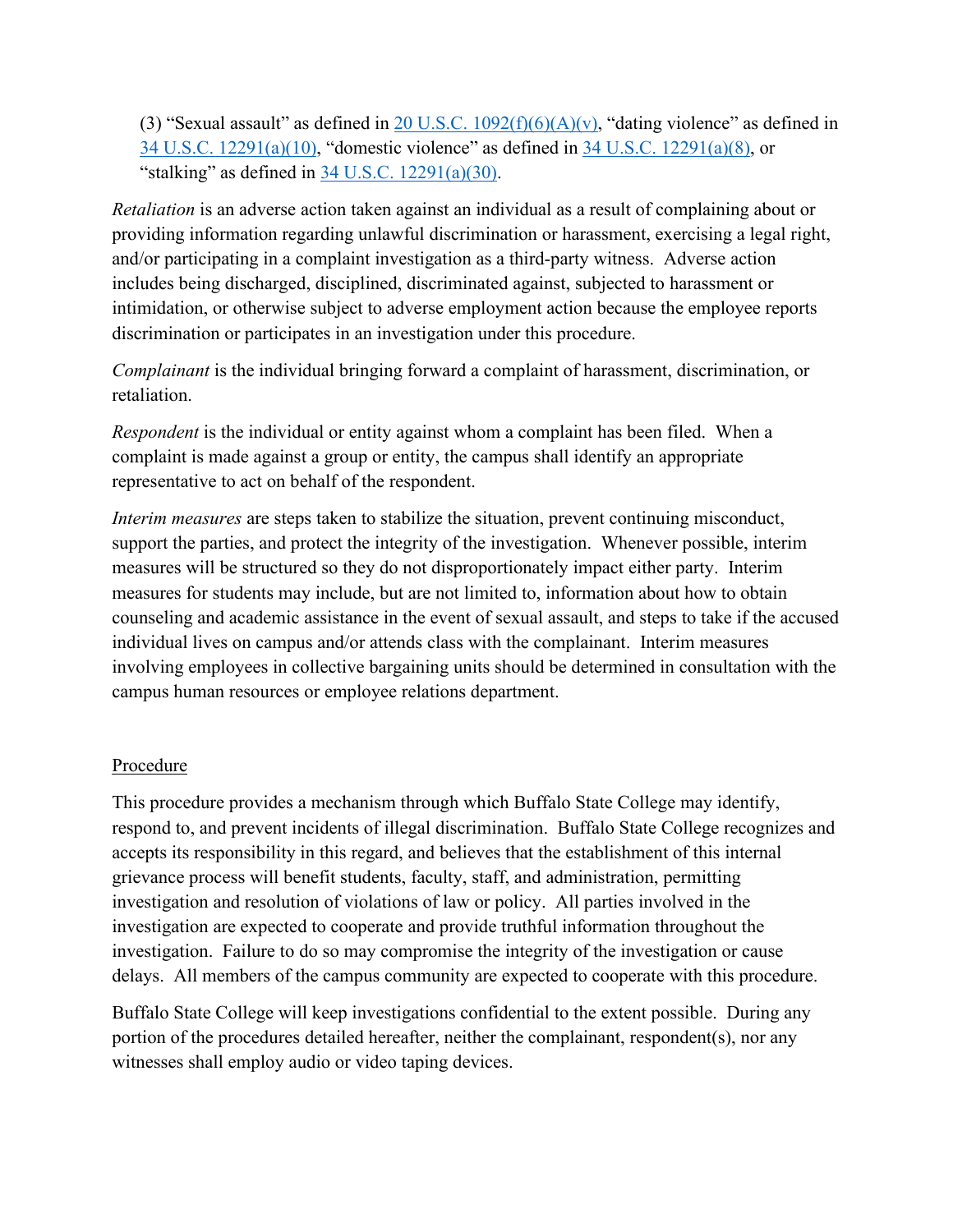(3) "Sexual assault" as defined in [20 U.S.C. 1092(f)(6)(A)(v)](), "dating violence" as defined in [34 U.S.C. 12291(a)(10)](), "domestic violence" as defined in [34 U.S.C. 12291(a)(8)](), or "stalking" as defined in [34 U.S.C. 12291(a)(30)]().

*Retaliation* is an adverse action taken against an individual as a result of complaining about or providing information regarding unlawful discrimination or harassment, exercising a legal right, and/or participating in a complaint investigation as a third-party witness. Adverse action includes being discharged, disciplined, discriminated against, subjected to harassment or intimidation, or otherwise subject to adverse employment action because the employee reports discrimination or participates in an investigation under this procedure.

*Complainant* is the individual bringing forward a complaint of harassment, discrimination, or retaliation.

*Respondent* is the individual or entity against whom a complaint has been filed. When a complaint is made against a group or entity, the campus shall identify an appropriate representative to act on behalf of the respondent.

*Interim measures* are steps taken to stabilize the situation, prevent continuing misconduct, support the parties, and protect the integrity of the investigation. Whenever possible, interim measures will be structured so they do not disproportionately impact either party. Interim measures for students may include, but are not limited to, information about how to obtain counseling and academic assistance in the event of sexual assault, and steps to take if the accused individual lives on campus and/or attends class with the complainant. Interim measures involving employees in collective bargaining units should be determined in consultation with the campus human resources or employee relations department.

## Procedure

This procedure provides a mechanism through which Buffalo State College may identify, respond to, and prevent incidents of illegal discrimination. Buffalo State College recognizes and accepts its responsibility in this regard, and believes that the establishment of this internal grievance process will benefit students, faculty, staff, and administration, permitting investigation and resolution of violations of law or policy. All parties involved in the investigation are expected to cooperate and provide truthful information throughout the investigation. Failure to do so may compromise the integrity of the investigation or cause delays. All members of the campus community are expected to cooperate with this procedure.

Buffalo State College will keep investigations confidential to the extent possible. During any portion of the procedures detailed hereafter, neither the complainant, respondent(s), nor any witnesses shall employ audio or video taping devices.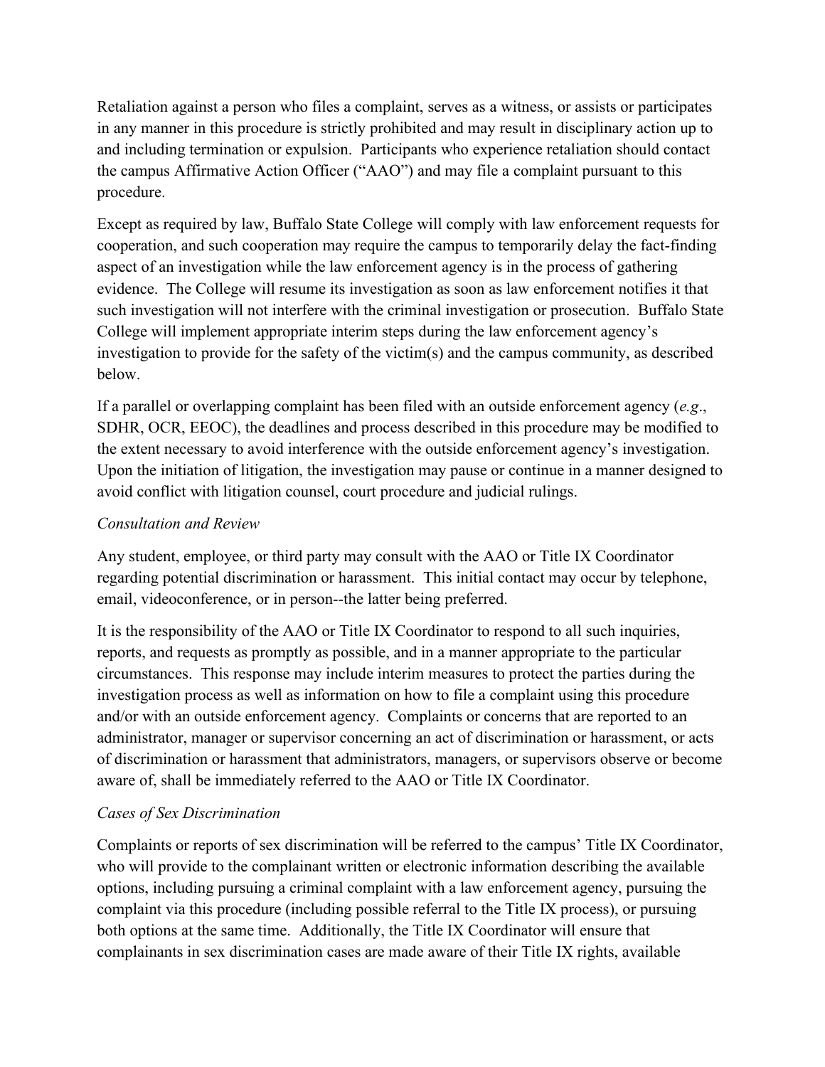Retaliation against a person who files a complaint, serves as a witness, or assists or participates in any manner in this procedure is strictly prohibited and may result in disciplinary action up to and including termination or expulsion. Participants who experience retaliation should contact the campus Affirmative Action Officer ("AAO") and may file a complaint pursuant to this procedure.

Except as required by law, Buffalo State College will comply with law enforcement requests for cooperation, and such cooperation may require the campus to temporarily delay the fact-finding aspect of an investigation while the law enforcement agency is in the process of gathering evidence. The College will resume its investigation as soon as law enforcement notifies it that such investigation will not interfere with the criminal investigation or prosecution. Buffalo State College will implement appropriate interim steps during the law enforcement agency's investigation to provide for the safety of the victim(s) and the campus community, as described below.

If a parallel or overlapping complaint has been filed with an outside enforcement agency (*e.g*., SDHR, OCR, EEOC), the deadlines and process described in this procedure may be modified to the extent necessary to avoid interference with the outside enforcement agency's investigation. Upon the initiation of litigation, the investigation may pause or continue in a manner designed to avoid conflict with litigation counsel, court procedure and judicial rulings.

*Consultation and Review*

Any student, employee, or third party may consult with the AAO or Title IX Coordinator regarding potential discrimination or harassment. This initial contact may occur by telephone, email, videoconference, or in person--the latter being preferred.

It is the responsibility of the AAO or Title IX Coordinator to respond to all such inquiries, reports, and requests as promptly as possible, and in a manner appropriate to the particular circumstances. This response may include interim measures to protect the parties during the investigation process as well as information on how to file a complaint using this procedure and/or with an outside enforcement agency. Complaints or concerns that are reported to an administrator, manager or supervisor concerning an act of discrimination or harassment, or acts of discrimination or harassment that administrators, managers, or supervisors observe or become aware of, shall be immediately referred to the AAO or Title IX Coordinator.

*Cases of Sex Discrimination*

Complaints or reports of sex discrimination will be referred to the campus' Title IX Coordinator, who will provide to the complainant written or electronic information describing the available options, including pursuing a criminal complaint with a law enforcement agency, pursuing the complaint via this procedure (including possible referral to the Title IX process), or pursuing both options at the same time. Additionally, the Title IX Coordinator will ensure that complainants in sex discrimination cases are made aware of their Title IX rights, available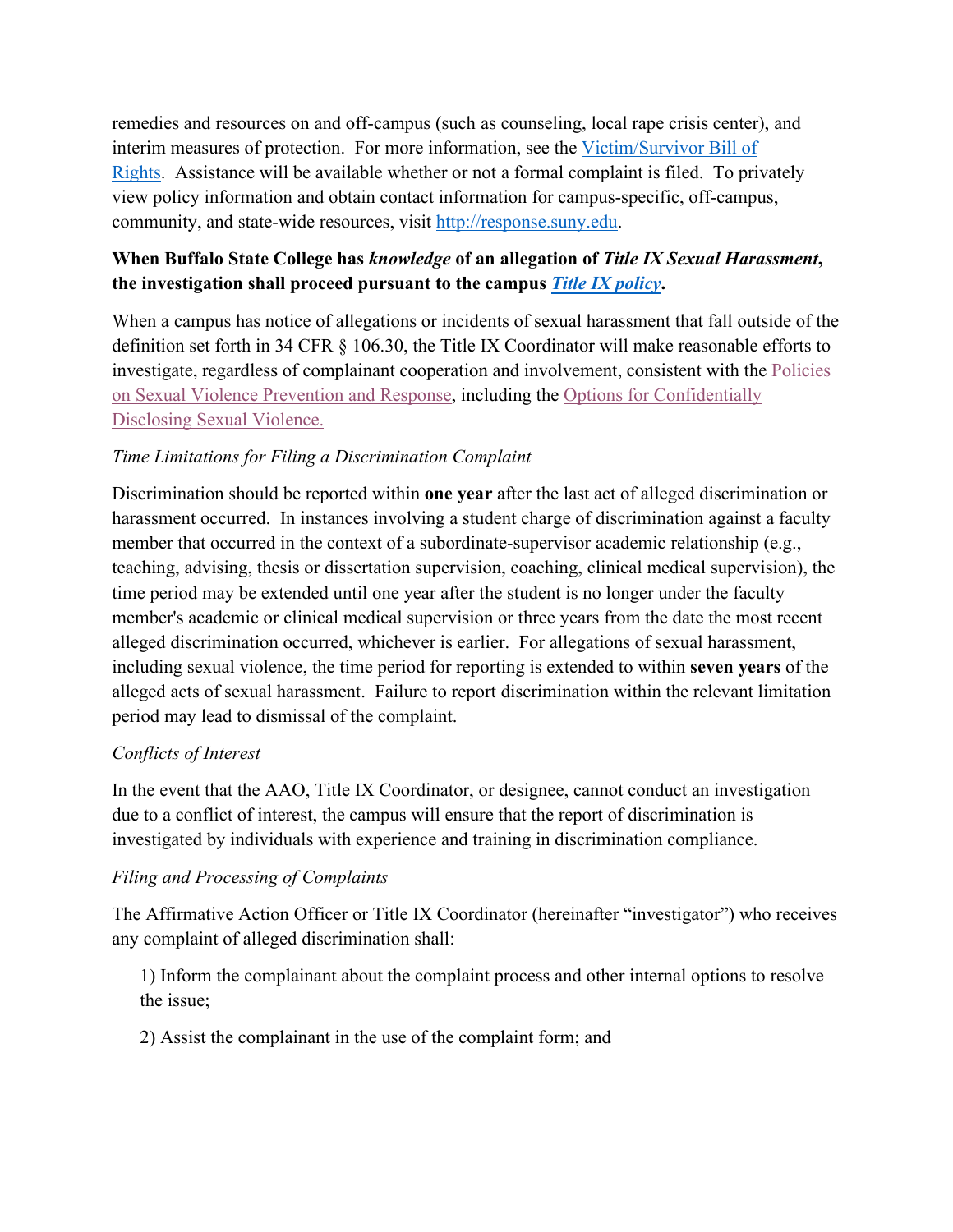remedies and resources on and off-campus (such as counseling, local rape crisis center), and interim measures of protection. For more information, see the Victim/Survivor Bill of Rights. Assistance will be available whether or not a formal complaint is filed. To privately view policy information and obtain contact information for campus-specific, off-campus, community, and state-wide resources, visit http://response.suny.edu.

**When Buffalo State College has *knowledge* of an allegation of *Title IX Sexual Harassment*, the investigation shall proceed pursuant to the campus *Title IX policy*.**

When a campus has notice of allegations or incidents of sexual harassment that fall outside of the definition set forth in 34 CFR § 106.30, the Title IX Coordinator will make reasonable efforts to investigate, regardless of complainant cooperation and involvement, consistent with the Policies on Sexual Violence Prevention and Response, including the Options for Confidentially Disclosing Sexual Violence.

*Time Limitations for Filing a Discrimination Complaint*

Discrimination should be reported within **one year** after the last act of alleged discrimination or harassment occurred. In instances involving a student charge of discrimination against a faculty member that occurred in the context of a subordinate-supervisor academic relationship (e.g., teaching, advising, thesis or dissertation supervision, coaching, clinical medical supervision), the time period may be extended until one year after the student is no longer under the faculty member's academic or clinical medical supervision or three years from the date the most recent alleged discrimination occurred, whichever is earlier. For allegations of sexual harassment, including sexual violence, the time period for reporting is extended to within **seven years** of the alleged acts of sexual harassment. Failure to report discrimination within the relevant limitation period may lead to dismissal of the complaint.

*Conflicts of Interest*

In the event that the AAO, Title IX Coordinator, or designee, cannot conduct an investigation due to a conflict of interest, the campus will ensure that the report of discrimination is investigated by individuals with experience and training in discrimination compliance.

*Filing and Processing of Complaints*

The Affirmative Action Officer or Title IX Coordinator (hereinafter "investigator") who receives any complaint of alleged discrimination shall:

1) Inform the complainant about the complaint process and other internal options to resolve the issue;

2) Assist the complainant in the use of the complaint form; and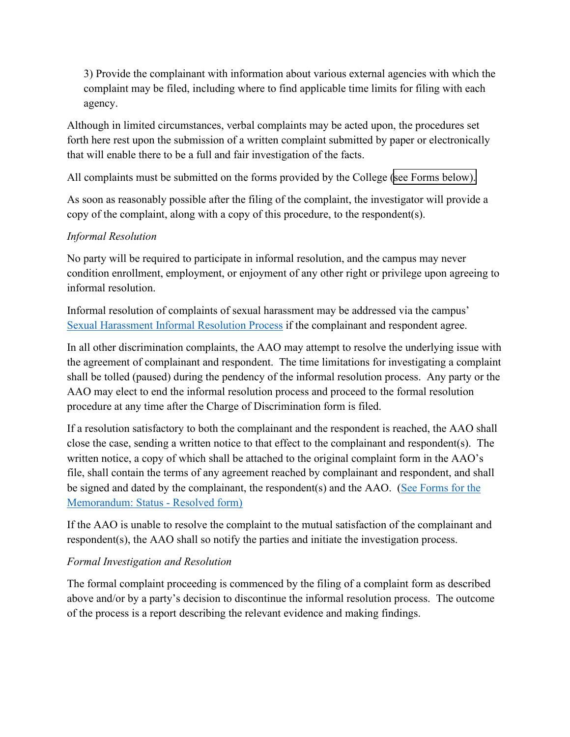3) Provide the complainant with information about various external agencies with which the complaint may be filed, including where to find applicable time limits for filing with each agency.

Although in limited circumstances, verbal complaints may be acted upon, the procedures set forth here rest upon the submission of a written complaint submitted by paper or electronically that will enable there to be a full and fair investigation of the facts.

All complaints must be submitted on the forms provided by the College (see Forms below).

As soon as reasonably possible after the filing of the complaint, the investigator will provide a copy of the complaint, along with a copy of this procedure, to the respondent(s).

*Informal Resolution*

No party will be required to participate in informal resolution, and the campus may never condition enrollment, employment, or enjoyment of any other right or privilege upon agreeing to informal resolution.

Informal resolution of complaints of sexual harassment may be addressed via the campus' Sexual Harassment Informal Resolution Process if the complainant and respondent agree.

In all other discrimination complaints, the AAO may attempt to resolve the underlying issue with the agreement of complainant and respondent. The time limitations for investigating a complaint shall be tolled (paused) during the pendency of the informal resolution process. Any party or the AAO may elect to end the informal resolution process and proceed to the formal resolution procedure at any time after the Charge of Discrimination form is filed.

If a resolution satisfactory to both the complainant and the respondent is reached, the AAO shall close the case, sending a written notice to that effect to the complainant and respondent(s). The written notice, a copy of which shall be attached to the original complaint form in the AAO's file, shall contain the terms of any agreement reached by complainant and respondent, and shall be signed and dated by the complainant, the respondent(s) and the AAO. (See Forms for the Memorandum: Status - Resolved form)

If the AAO is unable to resolve the complaint to the mutual satisfaction of the complainant and respondent(s), the AAO shall so notify the parties and initiate the investigation process.

*Formal Investigation and Resolution*

The formal complaint proceeding is commenced by the filing of a complaint form as described above and/or by a party's decision to discontinue the informal resolution process. The outcome of the process is a report describing the relevant evidence and making findings.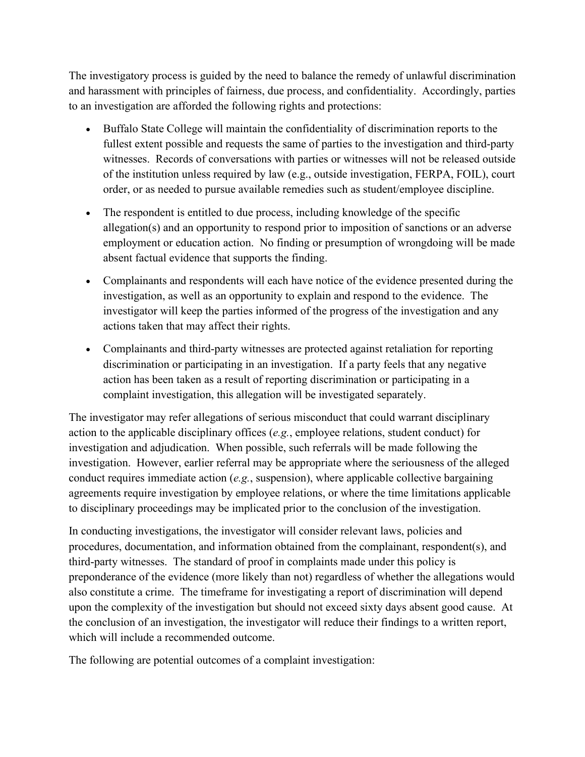The investigatory process is guided by the need to balance the remedy of unlawful discrimination and harassment with principles of fairness, due process, and confidentiality. Accordingly, parties to an investigation are afforded the following rights and protections:

- Buffalo State College will maintain the confidentiality of discrimination reports to the fullest extent possible and requests the same of parties to the investigation and third-party witnesses. Records of conversations with parties or witnesses will not be released outside of the institution unless required by law (e.g., outside investigation, FERPA, FOIL), court order, or as needed to pursue available remedies such as student/employee discipline.
- The respondent is entitled to due process, including knowledge of the specific allegation(s) and an opportunity to respond prior to imposition of sanctions or an adverse employment or education action. No finding or presumption of wrongdoing will be made absent factual evidence that supports the finding.
- Complainants and respondents will each have notice of the evidence presented during the investigation, as well as an opportunity to explain and respond to the evidence. The investigator will keep the parties informed of the progress of the investigation and any actions taken that may affect their rights.
- Complainants and third-party witnesses are protected against retaliation for reporting discrimination or participating in an investigation. If a party feels that any negative action has been taken as a result of reporting discrimination or participating in a complaint investigation, this allegation will be investigated separately.

The investigator may refer allegations of serious misconduct that could warrant disciplinary action to the applicable disciplinary offices (*e.g.*, employee relations, student conduct) for investigation and adjudication. When possible, such referrals will be made following the investigation. However, earlier referral may be appropriate where the seriousness of the alleged conduct requires immediate action (*e.g.*, suspension), where applicable collective bargaining agreements require investigation by employee relations, or where the time limitations applicable to disciplinary proceedings may be implicated prior to the conclusion of the investigation.

In conducting investigations, the investigator will consider relevant laws, policies and procedures, documentation, and information obtained from the complainant, respondent(s), and third-party witnesses. The standard of proof in complaints made under this policy is preponderance of the evidence (more likely than not) regardless of whether the allegations would also constitute a crime. The timeframe for investigating a report of discrimination will depend upon the complexity of the investigation but should not exceed sixty days absent good cause. At the conclusion of an investigation, the investigator will reduce their findings to a written report, which will include a recommended outcome.

The following are potential outcomes of a complaint investigation: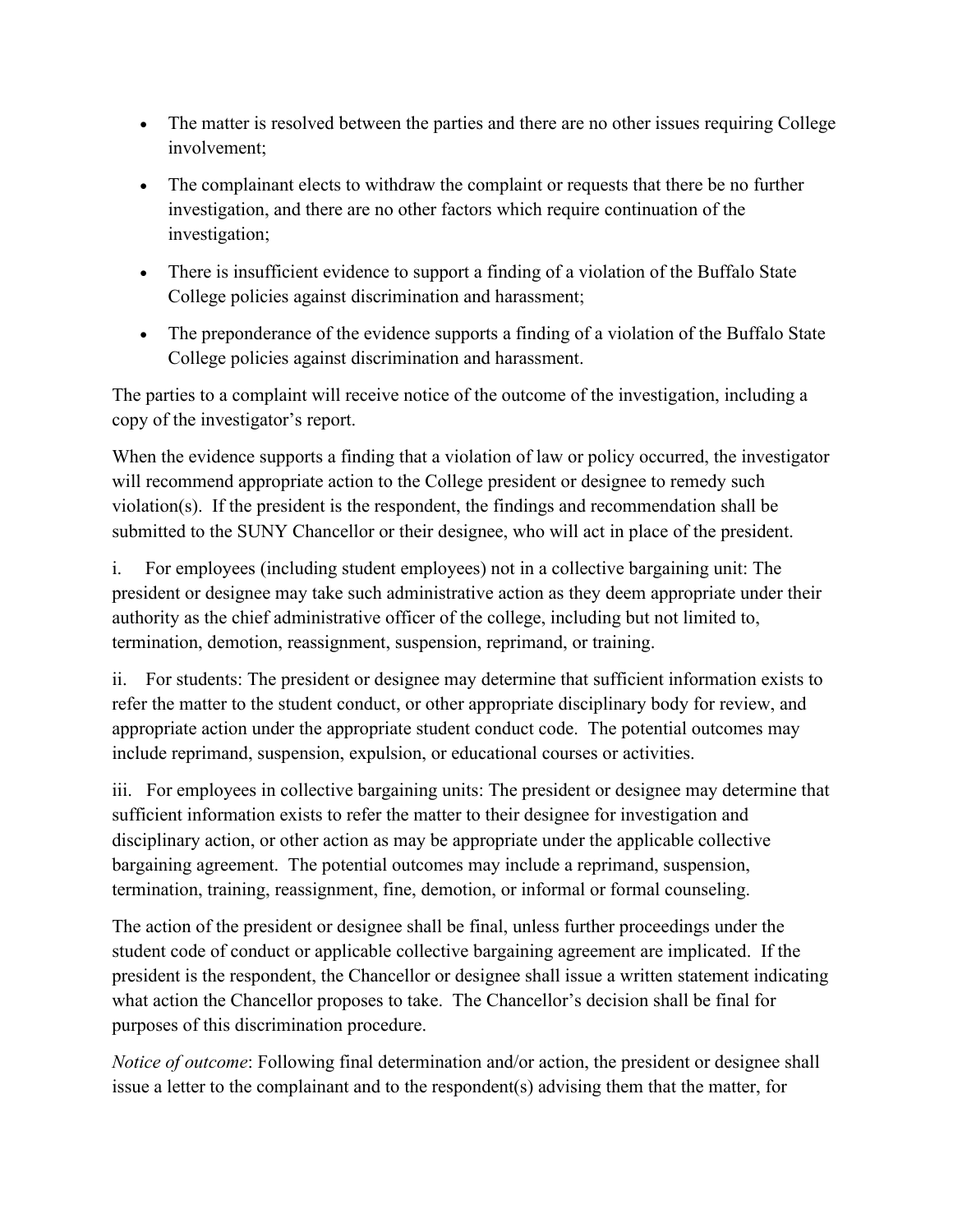- The matter is resolved between the parties and there are no other issues requiring College involvement;
- The complainant elects to withdraw the complaint or requests that there be no further investigation, and there are no other factors which require continuation of the investigation;
- There is insufficient evidence to support a finding of a violation of the Buffalo State College policies against discrimination and harassment;
- The preponderance of the evidence supports a finding of a violation of the Buffalo State College policies against discrimination and harassment.

The parties to a complaint will receive notice of the outcome of the investigation, including a copy of the investigator's report.

When the evidence supports a finding that a violation of law or policy occurred, the investigator will recommend appropriate action to the College president or designee to remedy such violation(s). If the president is the respondent, the findings and recommendation shall be submitted to the SUNY Chancellor or their designee, who will act in place of the president.

i. For employees (including student employees) not in a collective bargaining unit: The president or designee may take such administrative action as they deem appropriate under their authority as the chief administrative officer of the college, including but not limited to, termination, demotion, reassignment, suspension, reprimand, or training.

ii. For students: The president or designee may determine that sufficient information exists to refer the matter to the student conduct, or other appropriate disciplinary body for review, and appropriate action under the appropriate student conduct code. The potential outcomes may include reprimand, suspension, expulsion, or educational courses or activities.

iii. For employees in collective bargaining units: The president or designee may determine that sufficient information exists to refer the matter to their designee for investigation and disciplinary action, or other action as may be appropriate under the applicable collective bargaining agreement. The potential outcomes may include a reprimand, suspension, termination, training, reassignment, fine, demotion, or informal or formal counseling.

The action of the president or designee shall be final, unless further proceedings under the student code of conduct or applicable collective bargaining agreement are implicated. If the president is the respondent, the Chancellor or designee shall issue a written statement indicating what action the Chancellor proposes to take. The Chancellor's decision shall be final for purposes of this discrimination procedure.

*Notice of outcome*: Following final determination and/or action, the president or designee shall issue a letter to the complainant and to the respondent(s) advising them that the matter, for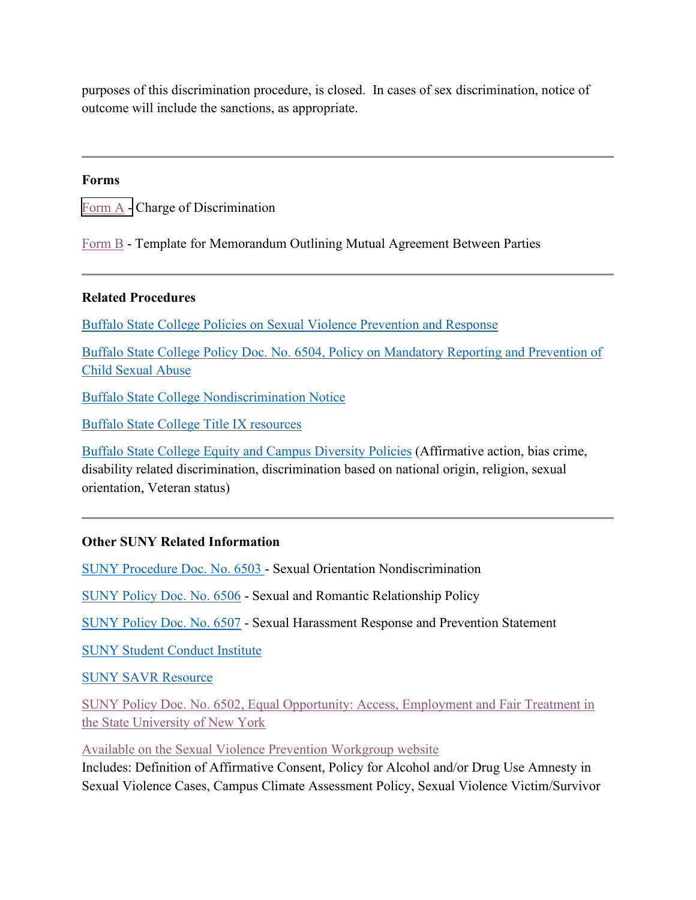purposes of this discrimination procedure, is closed. In cases of sex discrimination, notice of outcome will include the sanctions, as appropriate.

---

**Forms**

Form A - Charge of Discrimination

Form B - Template for Memorandum Outlining Mutual Agreement Between Parties

---

**Related Procedures**

Buffalo State College Policies on Sexual Violence Prevention and Response

Buffalo State College Policy Doc. No. 6504, Policy on Mandatory Reporting and Prevention of Child Sexual Abuse

Buffalo State College Nondiscrimination Notice

Buffalo State College Title IX resources

Buffalo State College Equity and Campus Diversity Policies (Affirmative action, bias crime, disability related discrimination, discrimination based on national origin, religion, sexual orientation, Veteran status)

---

**Other SUNY Related Information**

SUNY Procedure Doc. No. 6503 - Sexual Orientation Nondiscrimination

SUNY Policy Doc. No. 6506 - Sexual and Romantic Relationship Policy

SUNY Policy Doc. No. 6507 - Sexual Harassment Response and Prevention Statement

SUNY Student Conduct Institute

SUNY SAVR Resource

SUNY Policy Doc. No. 6502, Equal Opportunity: Access, Employment and Fair Treatment in the State University of New York

Available on the Sexual Violence Prevention Workgroup website
Includes: Definition of Affirmative Consent, Policy for Alcohol and/or Drug Use Amnesty in Sexual Violence Cases, Campus Climate Assessment Policy, Sexual Violence Victim/Survivor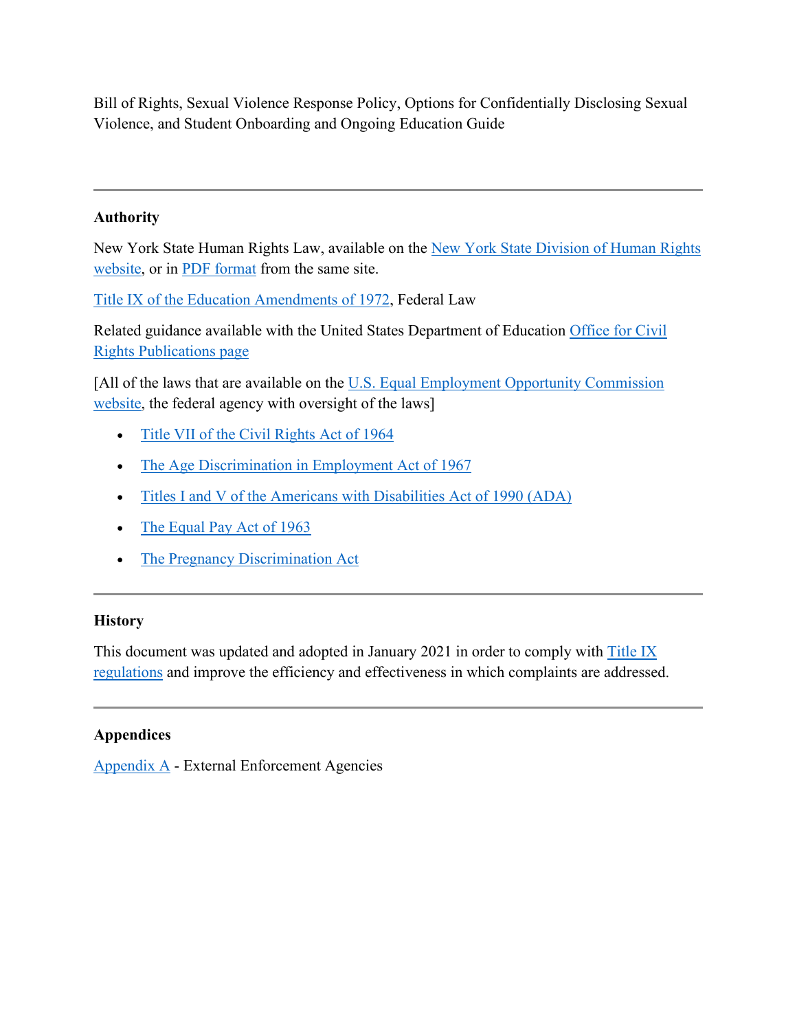Bill of Rights, Sexual Violence Response Policy, Options for Confidentially Disclosing Sexual Violence, and Student Onboarding and Ongoing Education Guide

---

**Authority**

New York State Human Rights Law, available on the New York State Division of Human Rights website, or in PDF format from the same site.

Title IX of the Education Amendments of 1972, Federal Law

Related guidance available with the United States Department of Education Office for Civil Rights Publications page

[All of the laws that are available on the U.S. Equal Employment Opportunity Commission website, the federal agency with oversight of the laws]

- Title VII of the Civil Rights Act of 1964
- The Age Discrimination in Employment Act of 1967
- Titles I and V of the Americans with Disabilities Act of 1990 (ADA)
- The Equal Pay Act of 1963
- The Pregnancy Discrimination Act

---

**History**

This document was updated and adopted in January 2021 in order to comply with Title IX regulations and improve the efficiency and effectiveness in which complaints are addressed.

---

**Appendices**

Appendix A - External Enforcement Agencies